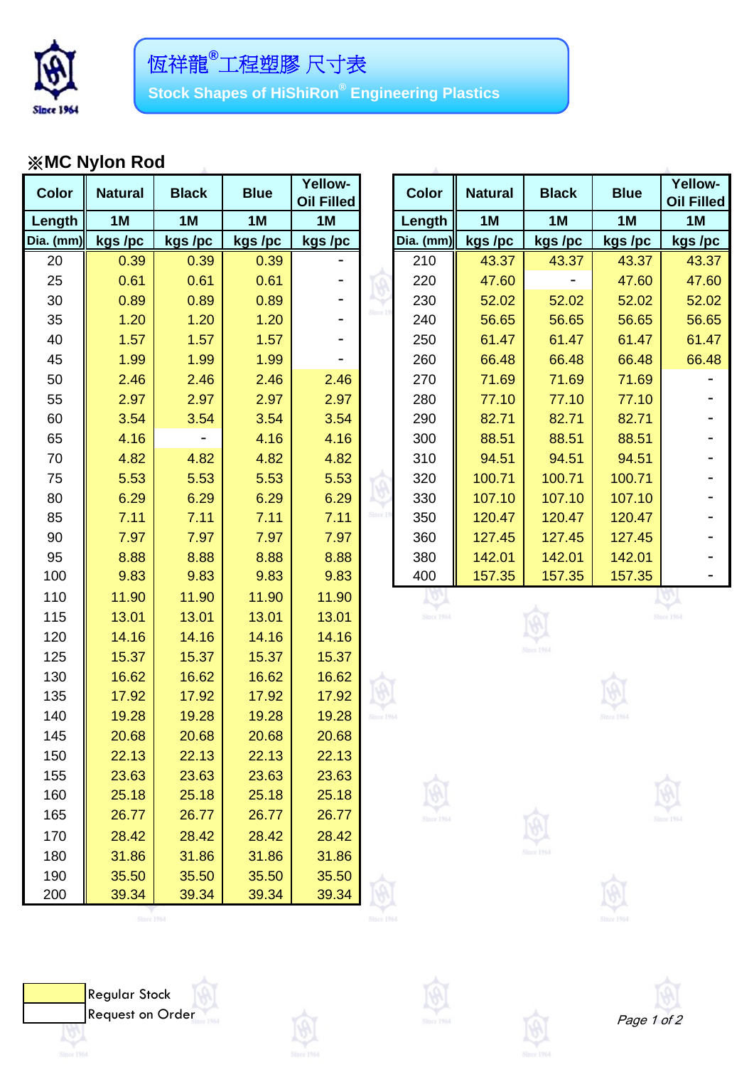# 恆祥龍®工程塑膠 尺寸表

**Stock Shapes of HiShiRon® Engineering Plastics**

## ※MC Nylon Rod

| Color | Natural | Black | Blue | Yellow-Oil Filled |
|---|---|---|---|---|
| Length | 1M | 1M | 1M | 1M |
| Dia. (mm) | kgs /pc | kgs /pc | kgs /pc | kgs /pc |
| 20 | 0.39 | 0.39 | 0.39 | - |
| 25 | 0.61 | 0.61 | 0.61 | - |
| 30 | 0.89 | 0.89 | 0.89 | - |
| 35 | 1.20 | 1.20 | 1.20 | - |
| 40 | 1.57 | 1.57 | 1.57 | - |
| 45 | 1.99 | 1.99 | 1.99 | - |
| 50 | 2.46 | 2.46 | 2.46 | 2.46 |
| 55 | 2.97 | 2.97 | 2.97 | 2.97 |
| 60 | 3.54 | 3.54 | 3.54 | 3.54 |
| 65 | 4.16 | - | 4.16 | 4.16 |
| 70 | 4.82 | 4.82 | 4.82 | 4.82 |
| 75 | 5.53 | 5.53 | 5.53 | 5.53 |
| 80 | 6.29 | 6.29 | 6.29 | 6.29 |
| 85 | 7.11 | 7.11 | 7.11 | 7.11 |
| 90 | 7.97 | 7.97 | 7.97 | 7.97 |
| 95 | 8.88 | 8.88 | 8.88 | 8.88 |
| 100 | 9.83 | 9.83 | 9.83 | 9.83 |
| 110 | 11.90 | 11.90 | 11.90 | 11.90 |
| 115 | 13.01 | 13.01 | 13.01 | 13.01 |
| 120 | 14.16 | 14.16 | 14.16 | 14.16 |
| 125 | 15.37 | 15.37 | 15.37 | 15.37 |
| 130 | 16.62 | 16.62 | 16.62 | 16.62 |
| 135 | 17.92 | 17.92 | 17.92 | 17.92 |
| 140 | 19.28 | 19.28 | 19.28 | 19.28 |
| 145 | 20.68 | 20.68 | 20.68 | 20.68 |
| 150 | 22.13 | 22.13 | 22.13 | 22.13 |
| 155 | 23.63 | 23.63 | 23.63 | 23.63 |
| 160 | 25.18 | 25.18 | 25.18 | 25.18 |
| 165 | 26.77 | 26.77 | 26.77 | 26.77 |
| 170 | 28.42 | 28.42 | 28.42 | 28.42 |
| 180 | 31.86 | 31.86 | 31.86 | 31.86 |
| 190 | 35.50 | 35.50 | 35.50 | 35.50 |
| 200 | 39.34 | 39.34 | 39.34 | 39.34 |
| 210 | 43.37 | 43.37 | 43.37 | 43.37 |
| 220 | 47.60 | - | 47.60 | 47.60 |
| 230 | 52.02 | 52.02 | 52.02 | 52.02 |
| 240 | 56.65 | 56.65 | 56.65 | 56.65 |
| 250 | 61.47 | 61.47 | 61.47 | 61.47 |
| 260 | 66.48 | 66.48 | 66.48 | 66.48 |
| 270 | 71.69 | 71.69 | 71.69 | - |
| 280 | 77.10 | 77.10 | 77.10 | - |
| 290 | 82.71 | 82.71 | 82.71 | - |
| 300 | 88.51 | 88.51 | 88.51 | - |
| 310 | 94.51 | 94.51 | 94.51 | - |
| 320 | 100.71 | 100.71 | 100.71 | - |
| 330 | 107.10 | 107.10 | 107.10 | - |
| 350 | 120.47 | 120.47 | 120.47 | - |
| 360 | 127.45 | 127.45 | 127.45 | - |
| 380 | 142.01 | 142.01 | 142.01 | - |
| 400 | 157.35 | 157.35 | 157.35 | - |

| Legend | |
|---|---|
| (yellow) | Regular Stock |
| (white) | Request on Order |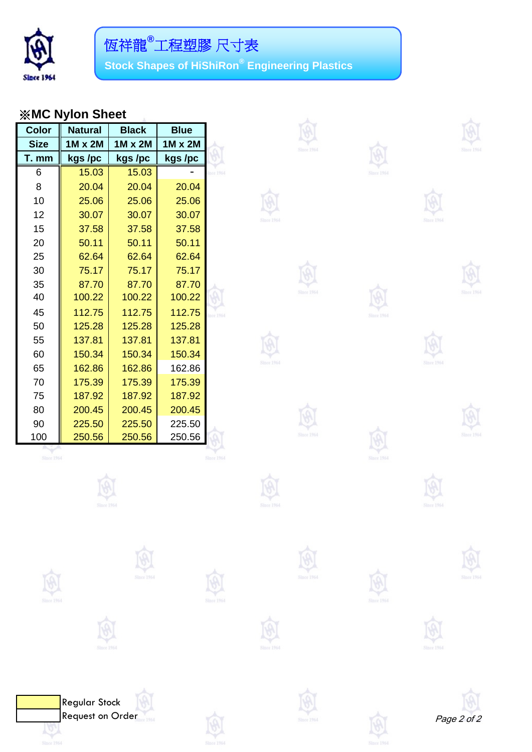# 恆祥龍®工程塑膠 尺寸表

**Stock Shapes of HiShiRon® Engineering Plastics**

## ※MC Nylon Sheet

| Color | Natural | Black | Blue |
|---|---|---|---|
| Size | 1M x 2M | 1M x 2M | 1M x 2M |
| T. mm | kgs /pc | kgs /pc | kgs /pc |
| 6 | 15.03 | 15.03 | - |
| 8 | 20.04 | 20.04 | 20.04 |
| 10 | 25.06 | 25.06 | 25.06 |
| 12 | 30.07 | 30.07 | 30.07 |
| 15 | 37.58 | 37.58 | 37.58 |
| 20 | 50.11 | 50.11 | 50.11 |
| 25 | 62.64 | 62.64 | 62.64 |
| 30 | 75.17 | 75.17 | 75.17 |
| 35 | 87.70 | 87.70 | 87.70 |
| 40 | 100.22 | 100.22 | 100.22 |
| 45 | 112.75 | 112.75 | 112.75 |
| 50 | 125.28 | 125.28 | 125.28 |
| 55 | 137.81 | 137.81 | 137.81 |
| 60 | 150.34 | 150.34 | 150.34 |
| 65 | 162.86 | 162.86 | 162.86 |
| 70 | 175.39 | 175.39 | 175.39 |
| 75 | 187.92 | 187.92 | 187.92 |
| 80 | 200.45 | 200.45 | 200.45 |
| 90 | 225.50 | 225.50 | 225.50 |
| 100 | 250.56 | 250.56 | 250.56 |

| | |
|---|---|
| (yellow) | Regular Stock |
| (white) | Request on Order |